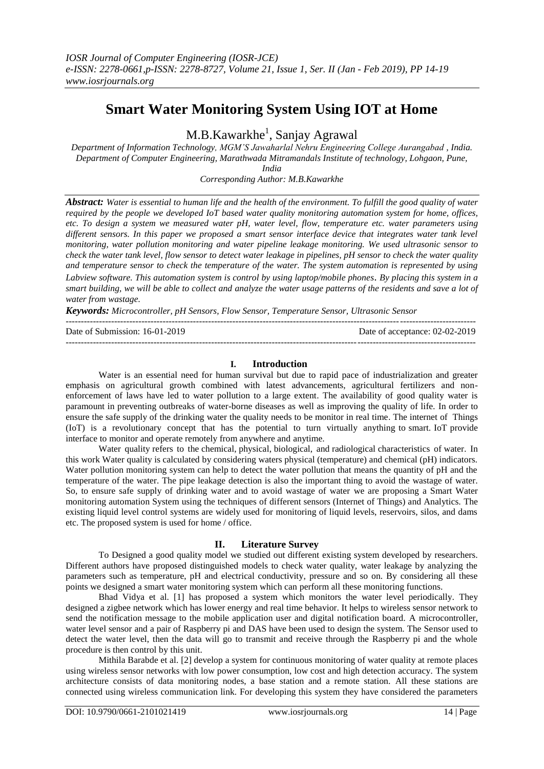# Smart Water Monitoring System Using IOT at Home

M.B.Kawarkhe[1], Sanjay Agrawal

*Department of Information Technology, MGM'S Jawaharlal Nehru Engineering College Aurangabad , India.*
*Department of Computer Engineering, Marathwada Mitramandals Institute of technology, Lohgaon, Pune, India*
*Corresponding Author: M.B.Kawarkhe*

***Abstract:*** *Water is essential to human life and the health of the environment. To fulfill the good quality of water required by the people we developed IoT based water quality monitoring automation system for home, offices, etc. To design a system we measured water pH, water level, flow, temperature etc. water parameters using different sensors. In this paper we proposed a smart sensor interface device that integrates water tank level monitoring, water pollution monitoring and water pipeline leakage monitoring. We used ultrasonic sensor to check the water tank level, flow sensor to detect water leakage in pipelines, pH sensor to check the water quality and temperature sensor to check the temperature of the water. The system automation is represented by using Labview software. This automation system is control by using laptop/mobile phones. By placing this system in a smart building, we will be able to collect and analyze the water usage patterns of the residents and save a lot of water from wastage.*

***Keywords:*** *Microcontroller, pH Sensors, Flow Sensor, Temperature Sensor, Ultrasonic Sensor*

---

Date of Submission: 16-01-2019 | Date of acceptance: 02-02-2019

---

## I. Introduction

Water is an essential need for human survival but due to rapid pace of industrialization and greater emphasis on agricultural growth combined with latest advancements, agricultural fertilizers and non-enforcement of laws have led to water pollution to a large extent. The availability of good quality water is paramount in preventing outbreaks of water-borne diseases as well as improving the quality of life. In order to ensure the safe supply of the drinking water the quality needs to be monitor in real time. The internet of Things (IoT) is a revolutionary concept that has the potential to turn virtually anything to smart. IoT provide interface to monitor and operate remotely from anywhere and anytime.

Water quality refers to the chemical, physical, biological, and radiological characteristics of water. In this work Water quality is calculated by considering waters physical (temperature) and chemical (pH) indicators. Water pollution monitoring system can help to detect the water pollution that means the quantity of pH and the temperature of the water. The pipe leakage detection is also the important thing to avoid the wastage of water. So, to ensure safe supply of drinking water and to avoid wastage of water we are proposing a Smart Water monitoring automation System using the techniques of different sensors (Internet of Things) and Analytics. The existing liquid level control systems are widely used for monitoring of liquid levels, reservoirs, silos, and dams etc. The proposed system is used for home / office.

## II. Literature Survey

To Designed a good quality model we studied out different existing system developed by researchers. Different authors have proposed distinguished models to check water quality, water leakage by analyzing the parameters such as temperature, pH and electrical conductivity, pressure and so on. By considering all these points we designed a smart water monitoring system which can perform all these monitoring functions.

Bhad Vidya et al. [1] has proposed a system which monitors the water level periodically. They designed a zigbee network which has lower energy and real time behavior. It helps to wireless sensor network to send the notification message to the mobile application user and digital notification board. A microcontroller, water level sensor and a pair of Raspberry pi and DAS have been used to design the system. The Sensor used to detect the water level, then the data will go to transmit and receive through the Raspberry pi and the whole procedure is then control by this unit.

Mithila Barabde et al. [2] develop a system for continuous monitoring of water quality at remote places using wireless sensor networks with low power consumption, low cost and high detection accuracy. The system architecture consists of data monitoring nodes, a base station and a remote station. All these stations are connected using wireless communication link. For developing this system they have considered the parameters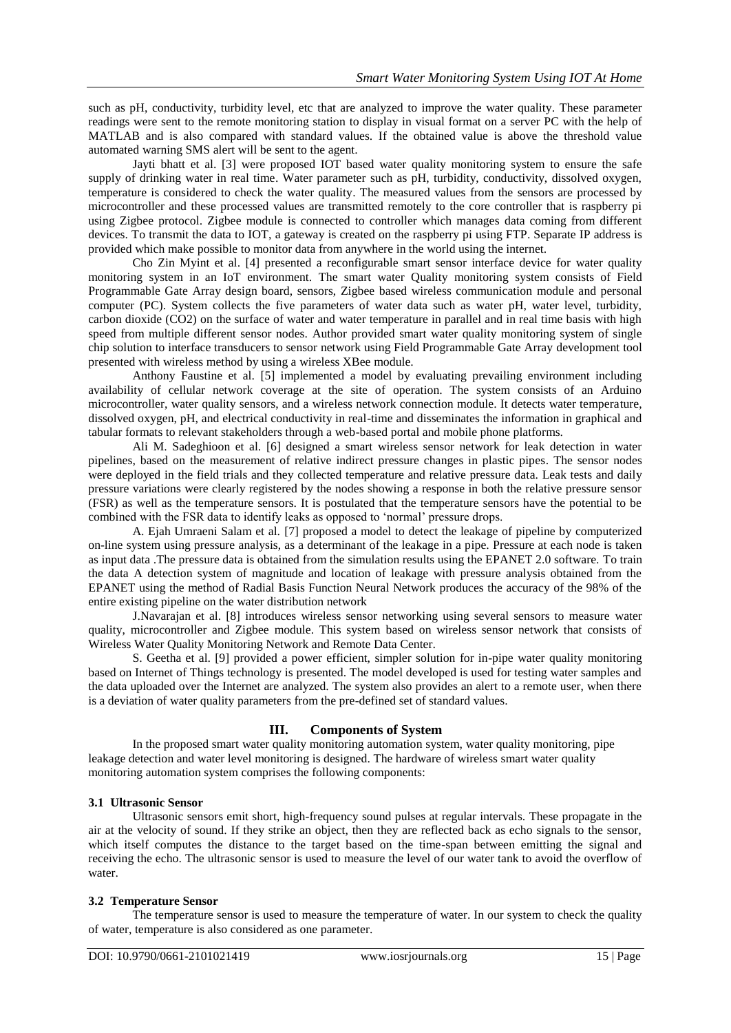such as pH, conductivity, turbidity level, etc that are analyzed to improve the water quality. These parameter readings were sent to the remote monitoring station to display in visual format on a server PC with the help of MATLAB and is also compared with standard values. If the obtained value is above the threshold value automated warning SMS alert will be sent to the agent.

Jayti bhatt et al. [3] were proposed IOT based water quality monitoring system to ensure the safe supply of drinking water in real time. Water parameter such as pH, turbidity, conductivity, dissolved oxygen, temperature is considered to check the water quality. The measured values from the sensors are processed by microcontroller and these processed values are transmitted remotely to the core controller that is raspberry pi using Zigbee protocol. Zigbee module is connected to controller which manages data coming from different devices. To transmit the data to IOT, a gateway is created on the raspberry pi using FTP. Separate IP address is provided which make possible to monitor data from anywhere in the world using the internet.

Cho Zin Myint et al. [4] presented a reconfigurable smart sensor interface device for water quality monitoring system in an IoT environment. The smart water Quality monitoring system consists of Field Programmable Gate Array design board, sensors, Zigbee based wireless communication module and personal computer (PC). System collects the five parameters of water data such as water pH, water level, turbidity, carbon dioxide ($CO_2$) on the surface of water and water temperature in parallel and in real time basis with high speed from multiple different sensor nodes. Author provided smart water quality monitoring system of single chip solution to interface transducers to sensor network using Field Programmable Gate Array development tool presented with wireless method by using a wireless XBee module.

Anthony Faustine et al. [5] implemented a model by evaluating prevailing environment including availability of cellular network coverage at the site of operation. The system consists of an Arduino microcontroller, water quality sensors, and a wireless network connection module. It detects water temperature, dissolved oxygen, pH, and electrical conductivity in real-time and disseminates the information in graphical and tabular formats to relevant stakeholders through a web-based portal and mobile phone platforms.

Ali M. Sadeghioon et al. [6] designed a smart wireless sensor network for leak detection in water pipelines, based on the measurement of relative indirect pressure changes in plastic pipes. The sensor nodes were deployed in the field trials and they collected temperature and relative pressure data. Leak tests and daily pressure variations were clearly registered by the nodes showing a response in both the relative pressure sensor (FSR) as well as the temperature sensors. It is postulated that the temperature sensors have the potential to be combined with the FSR data to identify leaks as opposed to 'normal' pressure drops.

A. Ejah Umraeni Salam et al. [7] proposed a model to detect the leakage of pipeline by computerized on-line system using pressure analysis, as a determinant of the leakage in a pipe. Pressure at each node is taken as input data .The pressure data is obtained from the simulation results using the EPANET 2.0 software. To train the data A detection system of magnitude and location of leakage with pressure analysis obtained from the EPANET using the method of Radial Basis Function Neural Network produces the accuracy of the 98% of the entire existing pipeline on the water distribution network

J.Navarajan et al. [8] introduces wireless sensor networking using several sensors to measure water quality, microcontroller and Zigbee module. This system based on wireless sensor network that consists of Wireless Water Quality Monitoring Network and Remote Data Center.

S. Geetha et al. [9] provided a power efficient, simpler solution for in-pipe water quality monitoring based on Internet of Things technology is presented. The model developed is used for testing water samples and the data uploaded over the Internet are analyzed. The system also provides an alert to a remote user, when there is a deviation of water quality parameters from the pre-defined set of standard values.

## III. Components of System

In the proposed smart water quality monitoring automation system, water quality monitoring, pipe leakage detection and water level monitoring is designed. The hardware of wireless smart water quality monitoring automation system comprises the following components:

### 3.1 Ultrasonic Sensor

Ultrasonic sensors emit short, high-frequency sound pulses at regular intervals. These propagate in the air at the velocity of sound. If they strike an object, then they are reflected back as echo signals to the sensor, which itself computes the distance to the target based on the time-span between emitting the signal and receiving the echo. The ultrasonic sensor is used to measure the level of our water tank to avoid the overflow of water.

### 3.2 Temperature Sensor

The temperature sensor is used to measure the temperature of water. In our system to check the quality of water, temperature is also considered as one parameter.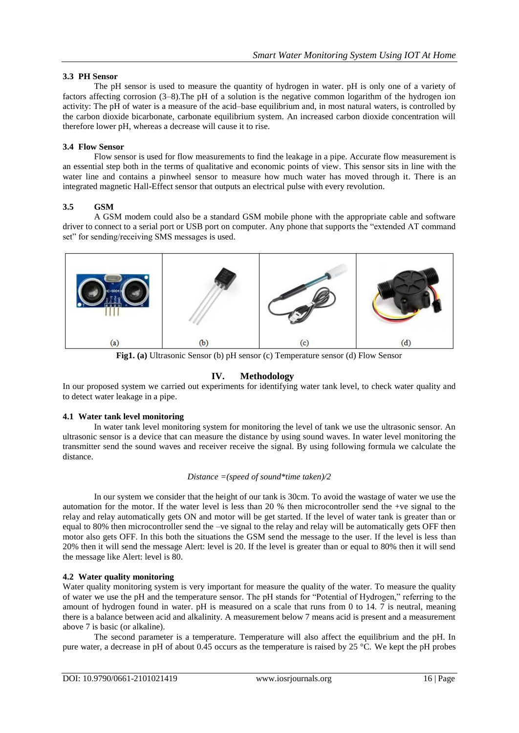### 3.3 PH Sensor

The pH sensor is used to measure the quantity of hydrogen in water. pH is only one of a variety of factors affecting corrosion (3–8).The pH of a solution is the negative common logarithm of the hydrogen ion activity: The pH of water is a measure of the acid–base equilibrium and, in most natural waters, is controlled by the carbon dioxide bicarbonate, carbonate equilibrium system. An increased carbon dioxide concentration will therefore lower pH, whereas a decrease will cause it to rise.

### 3.4 Flow Sensor

Flow sensor is used for flow measurements to find the leakage in a pipe. Accurate flow measurement is an essential step both in the terms of qualitative and economic points of view. This sensor sits in line with the water line and contains a pinwheel sensor to measure how much water has moved through it. There is an integrated magnetic Hall-Effect sensor that outputs an electrical pulse with every revolution.

### 3.5 GSM

A GSM modem could also be a standard GSM mobile phone with the appropriate cable and software driver to connect to a serial port or USB port on computer. Any phone that supports the "extended AT command set" for sending/receiving SMS messages is used.

(a) (b) (c) (d)

**Fig1. (a)** Ultrasonic Sensor (b) pH sensor (c) Temperature sensor (d) Flow Sensor

## IV. Methodology

In our proposed system we carried out experiments for identifying water tank level, to check water quality and to detect water leakage in a pipe.

### 4.1 Water tank level monitoring

In water tank level monitoring system for monitoring the level of tank we use the ultrasonic sensor. An ultrasonic sensor is a device that can measure the distance by using sound waves. In water level monitoring the transmitter send the sound waves and receiver receive the signal. By using following formula we calculate the distance.

*Distance =(speed of sound\*time taken)/2*

In our system we consider that the height of our tank is 30cm. To avoid the wastage of water we use the automation for the motor. If the water level is less than 20 % then microcontroller send the +ve signal to the relay and relay automatically gets ON and motor will be get started. If the level of water tank is greater than or equal to 80% then microcontroller send the –ve signal to the relay and relay will be automatically gets OFF then motor also gets OFF. In this both the situations the GSM send the message to the user. If the level is less than 20% then it will send the message Alert: level is 20. If the level is greater than or equal to 80% then it will send the message like Alert: level is 80.

### 4.2 Water quality monitoring

Water quality monitoring system is very important for measure the quality of the water. To measure the quality of water we use the pH and the temperature sensor. The pH stands for "Potential of Hydrogen," referring to the amount of hydrogen found in water. pH is measured on a scale that runs from 0 to 14. 7 is neutral, meaning there is a balance between acid and alkalinity. A measurement below 7 means acid is present and a measurement above 7 is basic (or alkaline).

The second parameter is a temperature. Temperature will also affect the equilibrium and the pH. In pure water, a decrease in pH of about 0.45 occurs as the temperature is raised by 25 °C. We kept the pH probes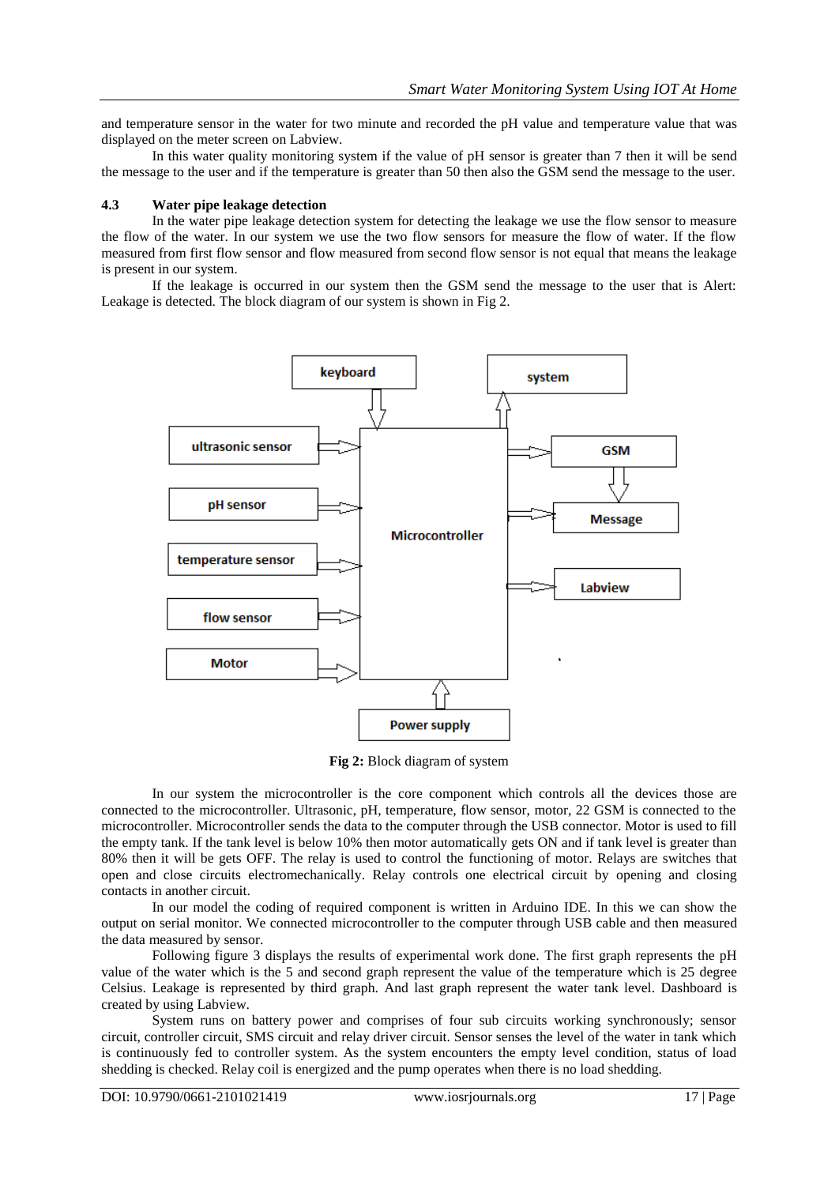and temperature sensor in the water for two minute and recorded the pH value and temperature value that was displayed on the meter screen on Labview.

In this water quality monitoring system if the value of pH sensor is greater than 7 then it will be send the message to the user and if the temperature is greater than 50 then also the GSM send the message to the user.

### 4.3 Water pipe leakage detection

In the water pipe leakage detection system for detecting the leakage we use the flow sensor to measure the flow of the water. In our system we use the two flow sensors for measure the flow of water. If the flow measured from first flow sensor and flow measured from second flow sensor is not equal that means the leakage is present in our system.

If the leakage is occurred in our system then the GSM send the message to the user that is Alert: Leakage is detected. The block diagram of our system is shown in Fig 2.

**Fig 2:** Block diagram of system

In our system the microcontroller is the core component which controls all the devices those are connected to the microcontroller. Ultrasonic, pH, temperature, flow sensor, motor, 22 GSM is connected to the microcontroller. Microcontroller sends the data to the computer through the USB connector. Motor is used to fill the empty tank. If the tank level is below 10% then motor automatically gets ON and if tank level is greater than 80% then it will be gets OFF. The relay is used to control the functioning of motor. Relays are switches that open and close circuits electromechanically. Relay controls one electrical circuit by opening and closing contacts in another circuit.

In our model the coding of required component is written in Arduino IDE. In this we can show the output on serial monitor. We connected microcontroller to the computer through USB cable and then measured the data measured by sensor.

Following figure 3 displays the results of experimental work done. The first graph represents the pH value of the water which is the 5 and second graph represent the value of the temperature which is 25 degree Celsius. Leakage is represented by third graph. And last graph represent the water tank level. Dashboard is created by using Labview.

System runs on battery power and comprises of four sub circuits working synchronously; sensor circuit, controller circuit, SMS circuit and relay driver circuit. Sensor senses the level of the water in tank which is continuously fed to controller system. As the system encounters the empty level condition, status of load shedding is checked. Relay coil is energized and the pump operates when there is no load shedding.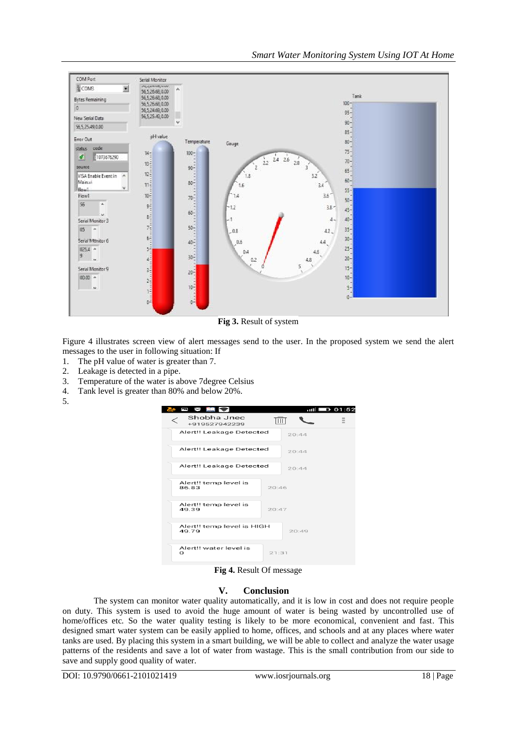Fig 3. Result of system

Figure 4 illustrates screen view of alert messages send to the user. In the proposed system we send the alert messages to the user in following situation: If

1. The pH value of water is greater than 7.
2. Leakage is detected in a pipe.
3. Temperature of the water is above 7degree Celsius
4. Tank level is greater than 80% and below 20%.
5.

**Fig 4.** Result Of message

## V. Conclusion

The system can monitor water quality automatically, and it is low in cost and does not require people on duty. This system is used to avoid the huge amount of water is being wasted by uncontrolled use of home/offices etc. So the water quality testing is likely to be more economical, convenient and fast. This designed smart water system can be easily applied to home, offices, and schools and at any places where water tanks are used. By placing this system in a smart building, we will be able to collect and analyze the water usage patterns of the residents and save a lot of water from wastage. This is the small contribution from our side to save and supply good quality of water.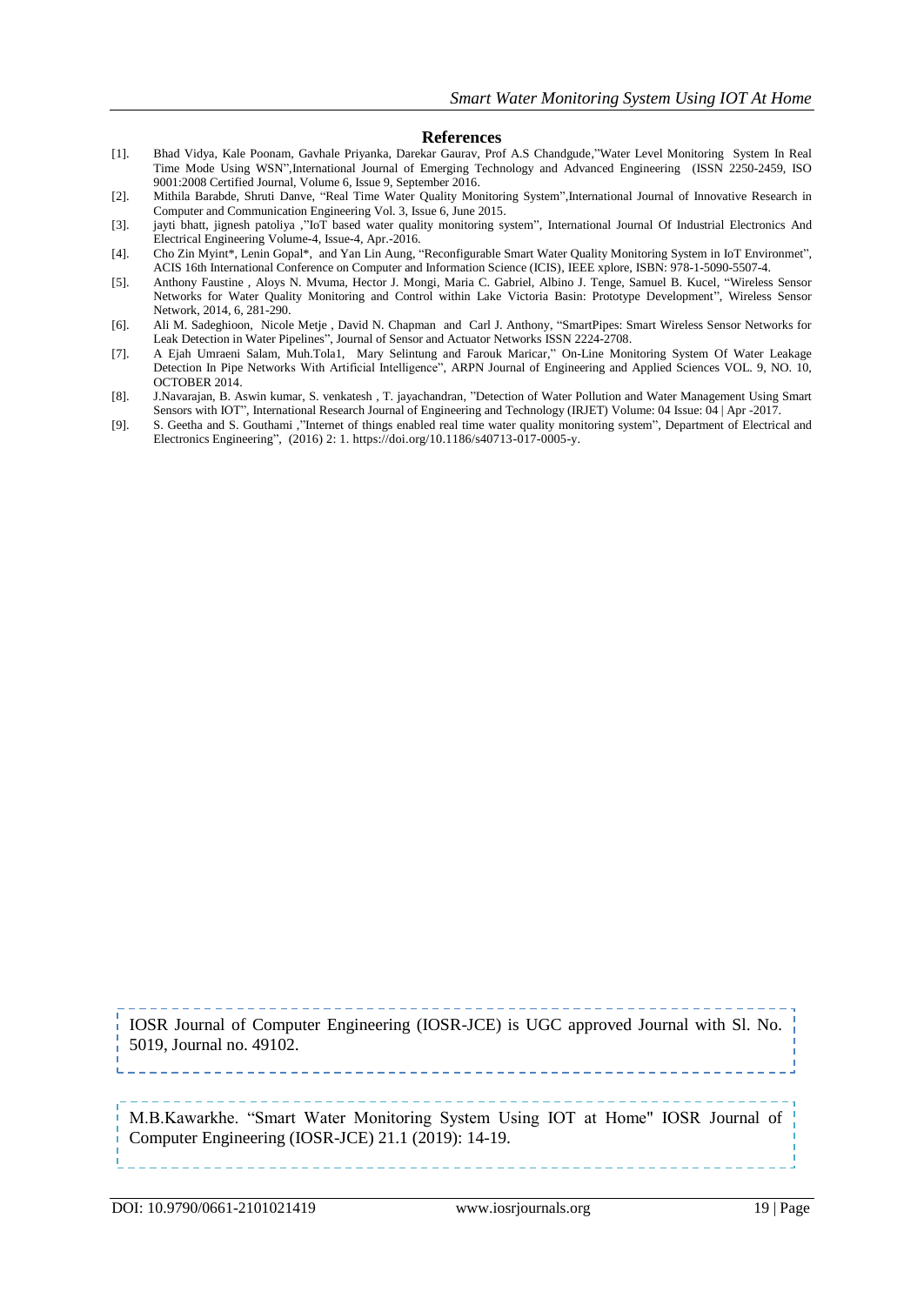## References

[1]. Bhad Vidya, Kale Poonam, Gavhale Priyanka, Darekar Gaurav, Prof A.S Chandgude,"Water Level Monitoring System In Real Time Mode Using WSN",International Journal of Emerging Technology and Advanced Engineering (ISSN 2250-2459, ISO 9001:2008 Certified Journal, Volume 6, Issue 9, September 2016.

[2]. Mithila Barabde, Shruti Danve, "Real Time Water Quality Monitoring System",International Journal of Innovative Research in Computer and Communication Engineering Vol. 3, Issue 6, June 2015.

[3]. jayti bhatt, jignesh patoliya ,"IoT based water quality monitoring system", International Journal Of Industrial Electronics And Electrical Engineering Volume-4, Issue-4, Apr.-2016.

[4]. Cho Zin Myint*, Lenin Gopal*, and Yan Lin Aung, "Reconfigurable Smart Water Quality Monitoring System in IoT Environmet", ACIS 16th International Conference on Computer and Information Science (ICIS), IEEE xplore, ISBN: 978-1-5090-5507-4.

[5]. Anthony Faustine , Aloys N. Mvuma, Hector J. Mongi, Maria C. Gabriel, Albino J. Tenge, Samuel B. Kucel, "Wireless Sensor Networks for Water Quality Monitoring and Control within Lake Victoria Basin: Prototype Development", Wireless Sensor Network, 2014, 6, 281-290.

[6]. Ali M. Sadeghioon, Nicole Metje , David N. Chapman and Carl J. Anthony, "SmartPipes: Smart Wireless Sensor Networks for Leak Detection in Water Pipelines", Journal of Sensor and Actuator Networks ISSN 2224-2708.

[7]. A Ejah Umraeni Salam, Muh.Tola1, Mary Selintung and Farouk Maricar," On-Line Monitoring System Of Water Leakage Detection In Pipe Networks With Artificial Intelligence", ARPN Journal of Engineering and Applied Sciences VOL. 9, NO. 10, OCTOBER 2014.

[8]. J.Navarajan, B. Aswin kumar, S. venkatesh , T. jayachandran, "Detection of Water Pollution and Water Management Using Smart Sensors with IOT", International Research Journal of Engineering and Technology (IRJET) Volume: 04 Issue: 04 | Apr -2017.

[9]. S. Geetha and S. Gouthami ,"Internet of things enabled real time water quality monitoring system", Department of Electrical and Electronics Engineering", (2016) 2: 1. https://doi.org/10.1186/s40713-017-0005-y.

IOSR Journal of Computer Engineering (IOSR-JCE) is UGC approved Journal with Sl. No. 5019, Journal no. 49102.

M.B.Kawarkhe. "Smart Water Monitoring System Using IOT at Home" IOSR Journal of Computer Engineering (IOSR-JCE) 21.1 (2019): 14-19.